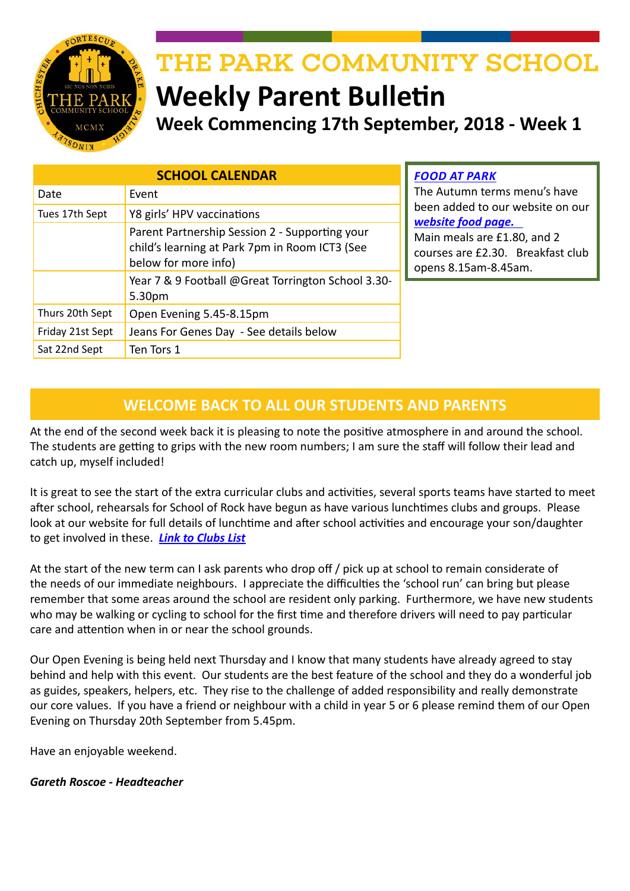# THE PARK COMMUNITY SCHOOL

# Weekly Parent Bulletin

## Week Commencing 17th September, 2018 - Week 1

| SCHOOL CALENDAR | |
|---|---|
| Date | Event |
| Tues 17th Sept | Y8 girls' HPV vaccinations |
| | Parent Partnership Session 2 - Supporting your child's learning at Park 7pm in Room ICT3 (See below for more info) |
| | Year 7 & 9 Football @Great Torrington School 3.30-5.30pm |
| Thurs 20th Sept | Open Evening 5.45-8.15pm |
| Friday 21st Sept | Jeans For Genes Day - See details below |
| Sat 22nd Sept | Ten Tors 1 |

***FOOD AT PARK***

The Autumn terms menu's have been added to our website on our ***website food page.***

Main meals are £1.80, and 2 courses are £2.30. Breakfast club opens 8.15am-8.45am.

## WELCOME BACK TO ALL OUR STUDENTS AND PARENTS

At the end of the second week back it is pleasing to note the positive atmosphere in and around the school. The students are getting to grips with the new room numbers; I am sure the staff will follow their lead and catch up, myself included!

It is great to see the start of the extra curricular clubs and activities, several sports teams have started to meet after school, rehearsals for School of Rock have begun as have various lunchtimes clubs and groups. Please look at our website for full details of lunchtime and after school activities and encourage your son/daughter to get involved in these. ***Link to Clubs List***

At the start of the new term can I ask parents who drop off / pick up at school to remain considerate of the needs of our immediate neighbours. I appreciate the difficulties the 'school run' can bring but please remember that some areas around the school are resident only parking. Furthermore, we have new students who may be walking or cycling to school for the first time and therefore drivers will need to pay particular care and attention when in or near the school grounds.

Our Open Evening is being held next Thursday and I know that many students have already agreed to stay behind and help with this event. Our students are the best feature of the school and they do a wonderful job as guides, speakers, helpers, etc. They rise to the challenge of added responsibility and really demonstrate our core values. If you have a friend or neighbour with a child in year 5 or 6 please remind them of our Open Evening on Thursday 20th September from 5.45pm.

Have an enjoyable weekend.

***Gareth Roscoe - Headteacher***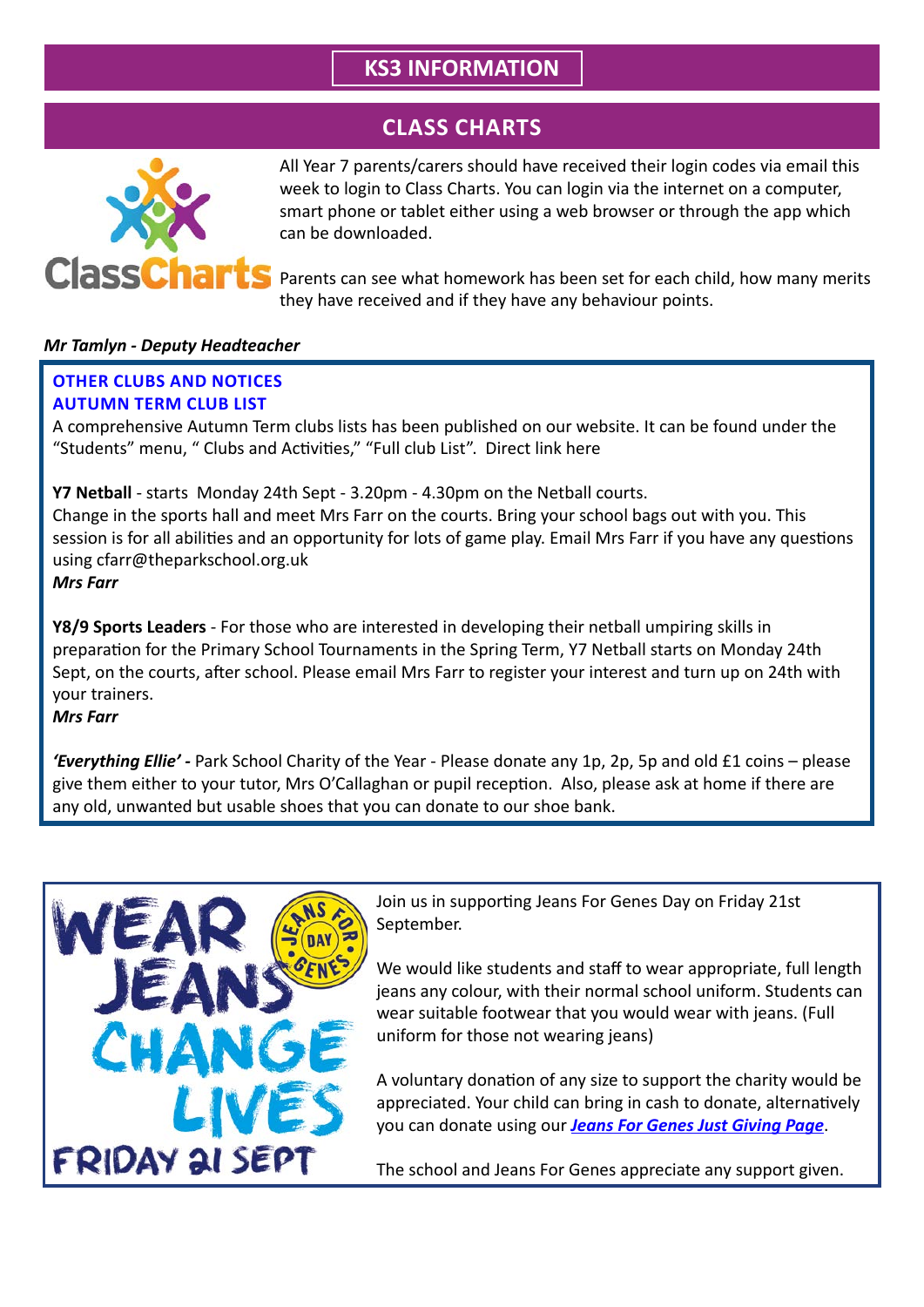# KS3 INFORMATION

## CLASS CHARTS

All Year 7 parents/carers should have received their login codes via email this week to login to Class Charts. You can login via the internet on a computer, smart phone or tablet either using a web browser or through the app which can be downloaded.

Parents can see what homework has been set for each child, how many merits they have received and if they have any behaviour points.

***Mr Tamlyn - Deputy Headteacher***

### OTHER CLUBS AND NOTICES

### AUTUMN TERM CLUB LIST

A comprehensive Autumn Term clubs lists has been published on our website. It can be found under the "Students" menu, " Clubs and Activities," "Full club List". Direct link here

**Y7 Netball** - starts Monday 24th Sept - 3.20pm - 4.30pm on the Netball courts.
Change in the sports hall and meet Mrs Farr on the courts. Bring your school bags out with you. This session is for all abilities and an opportunity for lots of game play. Email Mrs Farr if you have any questions using cfarr@theparkschool.org.uk
***Mrs Farr***

**Y8/9 Sports Leaders** - For those who are interested in developing their netball umpiring skills in preparation for the Primary School Tournaments in the Spring Term, Y7 Netball starts on Monday 24th Sept, on the courts, after school. Please email Mrs Farr to register your interest and turn up on 24th with your trainers.
***Mrs Farr***

***'Everything Ellie' -*** Park School Charity of the Year - Please donate any 1p, 2p, 5p and old £1 coins – please give them either to your tutor, Mrs O'Callaghan or pupil reception. Also, please ask at home if there are any old, unwanted but usable shoes that you can donate to our shoe bank.

WEAR JEANS CHANGE LIVES
JEANS FOR GENES DAY
FRIDAY 21 SEPT

Join us in supporting Jeans For Genes Day on Friday 21st September.

We would like students and staff to wear appropriate, full length jeans any colour, with their normal school uniform. Students can wear suitable footwear that you would wear with jeans. (Full uniform for those not wearing jeans)

A voluntary donation of any size to support the charity would be appreciated. Your child can bring in cash to donate, alternatively you can donate using our ***Jeans For Genes Just Giving Page***.

The school and Jeans For Genes appreciate any support given.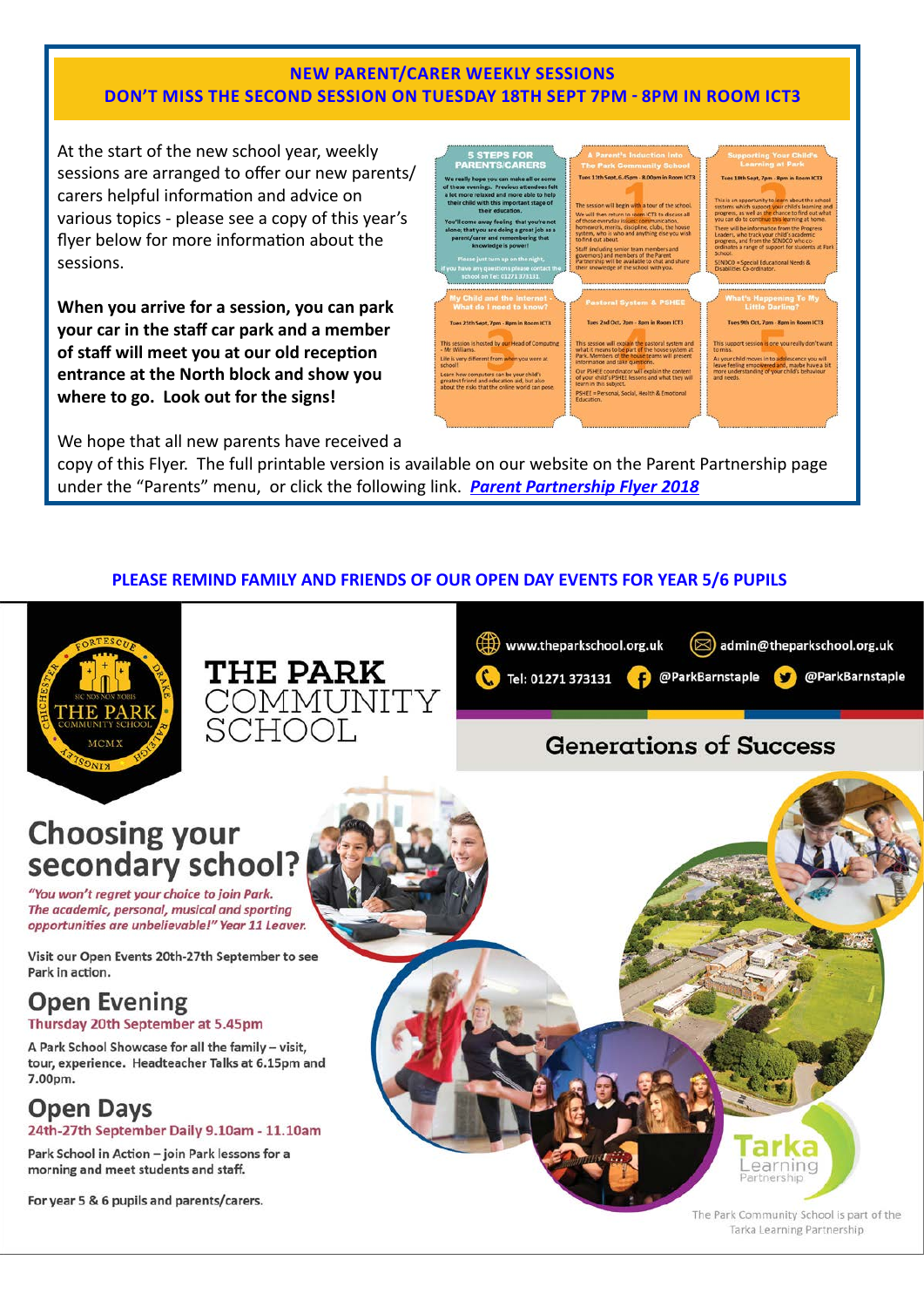## NEW PARENT/CARER WEEKLY SESSIONS
## DON'T MISS THE SECOND SESSION ON TUESDAY 18TH SEPT 7PM - 8PM IN ROOM ICT3

At the start of the new school year, weekly sessions are arranged to offer our new parents/carers helpful information and advice on various topics - please see a copy of this year's flyer below for more information about the sessions.

**When you arrive for a session, you can park your car in the staff car park and a member of staff will meet you at our old reception entrance at the North block and show you where to go. Look out for the signs!**

We hope that all new parents have received a copy of this Flyer. The full printable version is available on our website on the Parent Partnership page under the "Parents" menu, or click the following link. ***Parent Partnership Flyer 2018***

**PLEASE REMIND FAMILY AND FRIENDS OF OUR OPEN DAY EVENTS FOR YEAR 5/6 PUPILS**

# THE PARK COMMUNITY SCHOOL

www.theparkschool.org.uk | admin@theparkschool.org.uk
Tel: 01271 373131 | @ParkBarnstaple | @ParkBarnstaple

**Generations of Success**

## Choosing your secondary school?

*"You won't regret your choice to join Park. The academic, personal, musical and sporting opportunities are unbelievable!" Year 11 Leaver.*

Visit our Open Events 20th-27th September to see Park in action.

### Open Evening
**Thursday 20th September at 5.45pm**

A Park School Showcase for all the family – visit, tour, experience. Headteacher Talks at 6.15pm and 7.00pm.

### Open Days
**24th-27th September Daily 9.10am - 11.10am**

Park School in Action – join Park lessons for a morning and meet students and staff.

For year 5 & 6 pupils and parents/carers.

Tarka Learning Partnership

The Park Community School is part of the Tarka Learning Partnership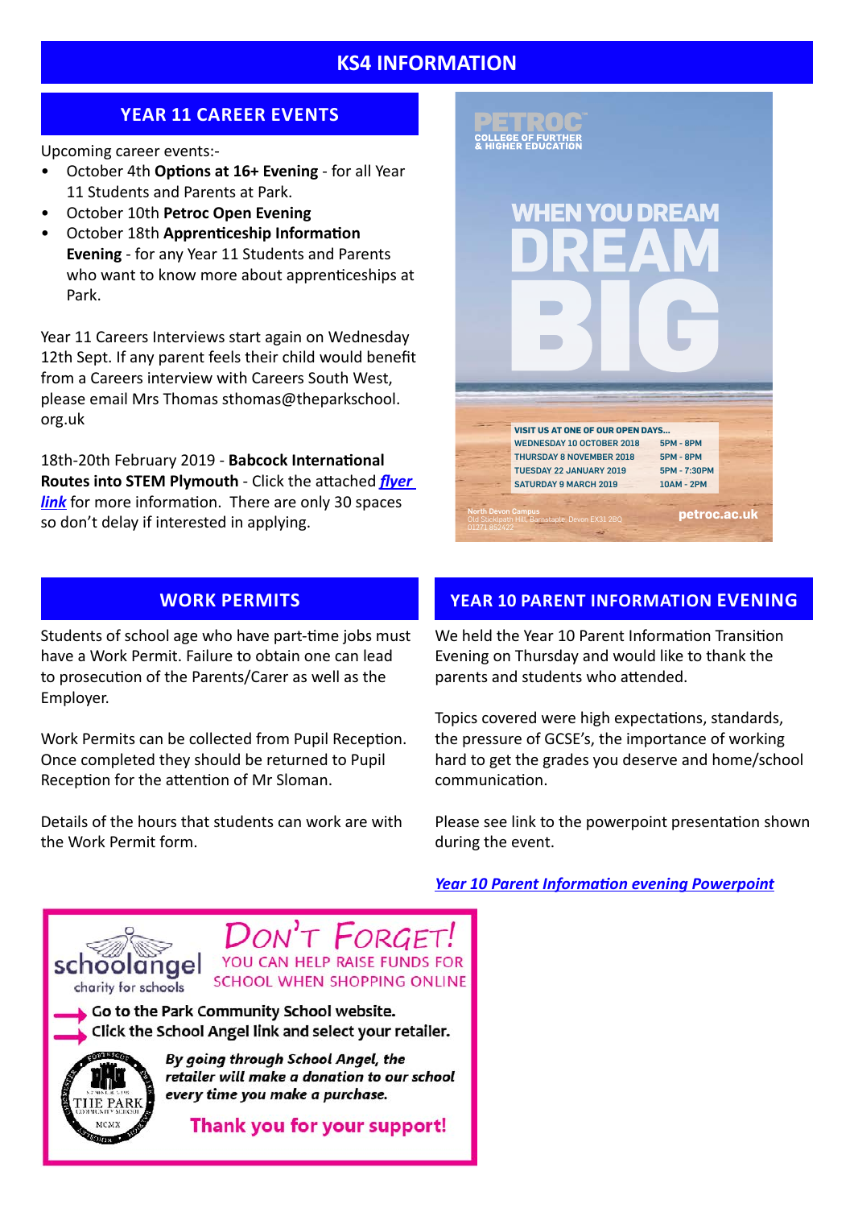# KS4 INFORMATION

## YEAR 11 CAREER EVENTS

Upcoming career events:-

- October 4th **Options at 16+ Evening** - for all Year 11 Students and Parents at Park.
- October 10th **Petroc Open Evening**
- October 18th **Apprenticeship Information Evening** - for any Year 11 Students and Parents who want to know more about apprenticeships at Park.

Year 11 Careers Interviews start again on Wednesday 12th Sept. If any parent feels their child would benefit from a Careers interview with Careers South West, please email Mrs Thomas sthomas@theparkschool.org.uk

18th-20th February 2019 - **Babcock International Routes into STEM Plymouth** - Click the attached ***flyer link*** for more information. There are only 30 spaces so don't delay if interested in applying.

PETROC
COLLEGE OF FURTHER & HIGHER EDUCATION

WHEN YOU DREAM
DREAM
BIG

VISIT US AT ONE OF OUR OPEN DAYS...

| | |
|---|---|
| WEDNESDAY 10 OCTOBER 2018 | 5PM - 8PM |
| THURSDAY 8 NOVEMBER 2018 | 5PM - 8PM |
| TUESDAY 22 JANUARY 2019 | 5PM - 7:30PM |
| SATURDAY 9 MARCH 2019 | 10AM - 2PM |

North Devon Campus
Old Sticklepath Hill, Barnstaple, Devon EX31 2BQ
01271 852422

petroc.ac.uk

## WORK PERMITS

Students of school age who have part-time jobs must have a Work Permit. Failure to obtain one can lead to prosecution of the Parents/Carer as well as the Employer.

Work Permits can be collected from Pupil Reception. Once completed they should be returned to Pupil Reception for the attention of Mr Sloman.

Details of the hours that students can work are with the Work Permit form.

## YEAR 10 PARENT INFORMATION EVENING

We held the Year 10 Parent Information Transition Evening on Thursday and would like to thank the parents and students who attended.

Topics covered were high expectations, standards, the pressure of GCSE's, the importance of working hard to get the grades you deserve and home/school communication.

Please see link to the powerpoint presentation shown during the event.

***Year 10 Parent Information evening Powerpoint***

schoolangel
charity for schools

DON'T FORGET!
YOU CAN HELP RAISE FUNDS FOR SCHOOL WHEN SHOPPING ONLINE

- Go to the Park Community School website.
- Click the School Angel link and select your retailer.

***By going through School Angel, the retailer will make a donation to our school every time you make a purchase.***

**Thank you for your support!**